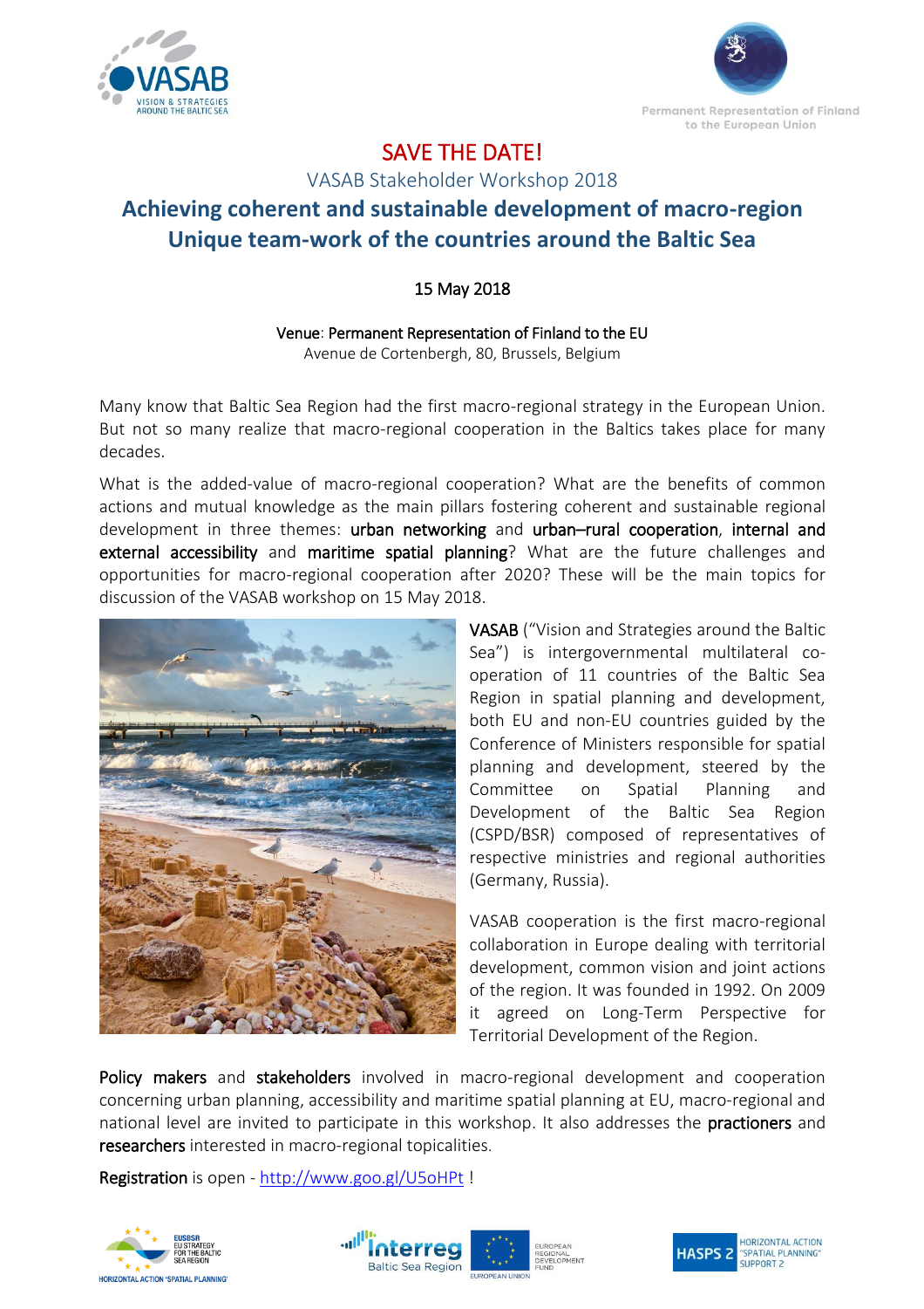# SAVE THE DATE!

VASAB Stakeholder Workshop 2018

## Achieving coherent and sustainable development of macro-region
## Unique team-work of the countries around the Baltic Sea

15 May 2018

Venue: Permanent Representation of Finland to the EU
Avenue de Cortenbergh, 80, Brussels, Belgium

Many know that Baltic Sea Region had the first macro-regional strategy in the European Union. But not so many realize that macro-regional cooperation in the Baltics takes place for many decades.

What is the added-value of macro-regional cooperation? What are the benefits of common actions and mutual knowledge as the main pillars fostering coherent and sustainable regional development in three themes: urban networking and urban–rural cooperation, internal and external accessibility and maritime spatial planning? What are the future challenges and opportunities for macro-regional cooperation after 2020? These will be the main topics for discussion of the VASAB workshop on 15 May 2018.

VASAB ("Vision and Strategies around the Baltic Sea") is intergovernmental multilateral co-operation of 11 countries of the Baltic Sea Region in spatial planning and development, both EU and non-EU countries guided by the Conference of Ministers responsible for spatial planning and development, steered by the Committee on Spatial Planning and Development of the Baltic Sea Region (CSPD/BSR) composed of representatives of respective ministries and regional authorities (Germany, Russia).

VASAB cooperation is the first macro-regional collaboration in Europe dealing with territorial development, common vision and joint actions of the region. It was founded in 1992. On 2009 it agreed on Long-Term Perspective for Territorial Development of the Region.

Policy makers and stakeholders involved in macro-regional development and cooperation concerning urban planning, accessibility and maritime spatial planning at EU, macro-regional and national level are invited to participate in this workshop. It also addresses the practioners and researchers interested in macro-regional topicalities.

Registration is open - http://www.goo.gl/U5oHPt !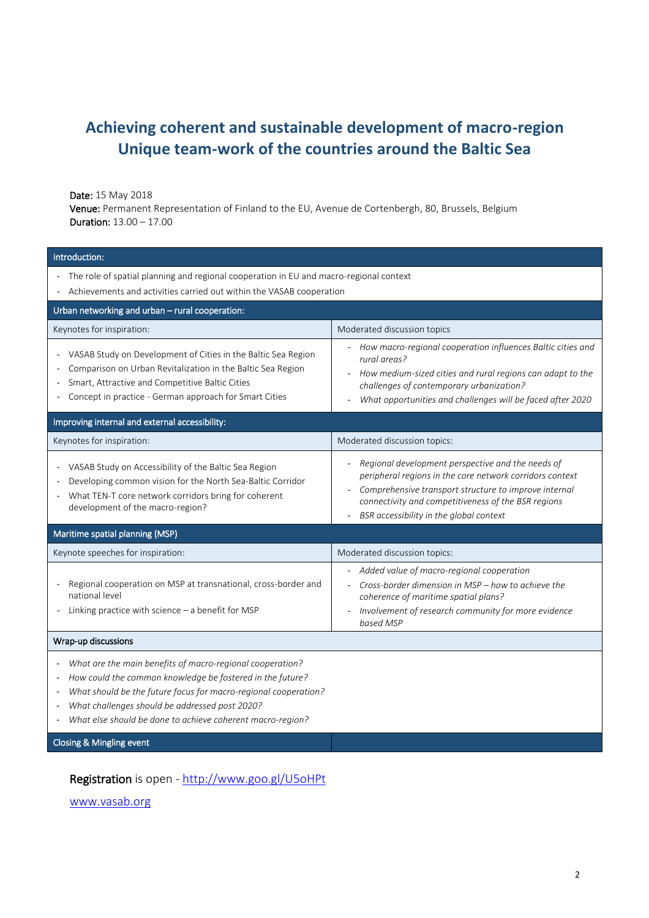# Achieving coherent and sustainable development of macro-region
# Unique team-work of the countries around the Baltic Sea

**Date:** 15 May 2018
**Venue:** Permanent Representation of Finland to the EU, Avenue de Cortenbergh, 80, Brussels, Belgium
**Duration:** 13.00 – 17.00

| | |
|---|---|
| **Introduction:** | |
| - The role of spatial planning and regional cooperation in EU and macro-regional context<br>- Achievements and activities carried out within the VASAB cooperation | |
| **Urban networking and urban – rural cooperation:** | |
| Keynotes for inspiration: | Moderated discussion topics |
| - VASAB Study on Development of Cities in the Baltic Sea Region<br>- Comparison on Urban Revitalization in the Baltic Sea Region<br>- Smart, Attractive and Competitive Baltic Cities<br>- Concept in practice - German approach for Smart Cities | - *How macro-regional cooperation influences Baltic cities and rural areas?*<br>- *How medium-sized cities and rural regions can adapt to the challenges of contemporary urbanization?*<br>- *What opportunities and challenges will be faced after 2020* |
| **Improving internal and external accessibility:** | |
| Keynotes for inspiration: | Moderated discussion topics: |
| - VASAB Study on Accessibility of the Baltic Sea Region<br>- Developing common vision for the North Sea-Baltic Corridor<br>- What TEN-T core network corridors bring for coherent development of the macro-region? | - *Regional development perspective and the needs of peripheral regions in the core network corridors context*<br>- *Comprehensive transport structure to improve internal connectivity and competitiveness of the BSR regions*<br>- *BSR accessibility in the global context* |
| **Maritime spatial planning (MSP)** | |
| Keynote speeches for inspiration: | Moderated discussion topics: |
| - Regional cooperation on MSP at transnational, cross-border and national level<br>- Linking practice with science – a benefit for MSP | - *Added value of macro-regional cooperation*<br>- *Cross-border dimension in MSP – how to achieve the coherence of maritime spatial plans?*<br>- *Involvement of research community for more evidence based MSP* |
| **Wrap-up discussions** | |
| - *What are the main benefits of macro-regional cooperation?*<br>- *How could the common knowledge be fostered in the future?*<br>- *What should be the future focus for macro-regional cooperation?*<br>- *What challenges should be addressed post 2020?*<br>- *What else should be done to achieve coherent macro-region?* | |
| **Closing & Mingling event** | |

**Registration** is open - [http://www.goo.gl/U5oHPt](http://www.goo.gl/U5oHPt)

[www.vasab.org](http://www.vasab.org)